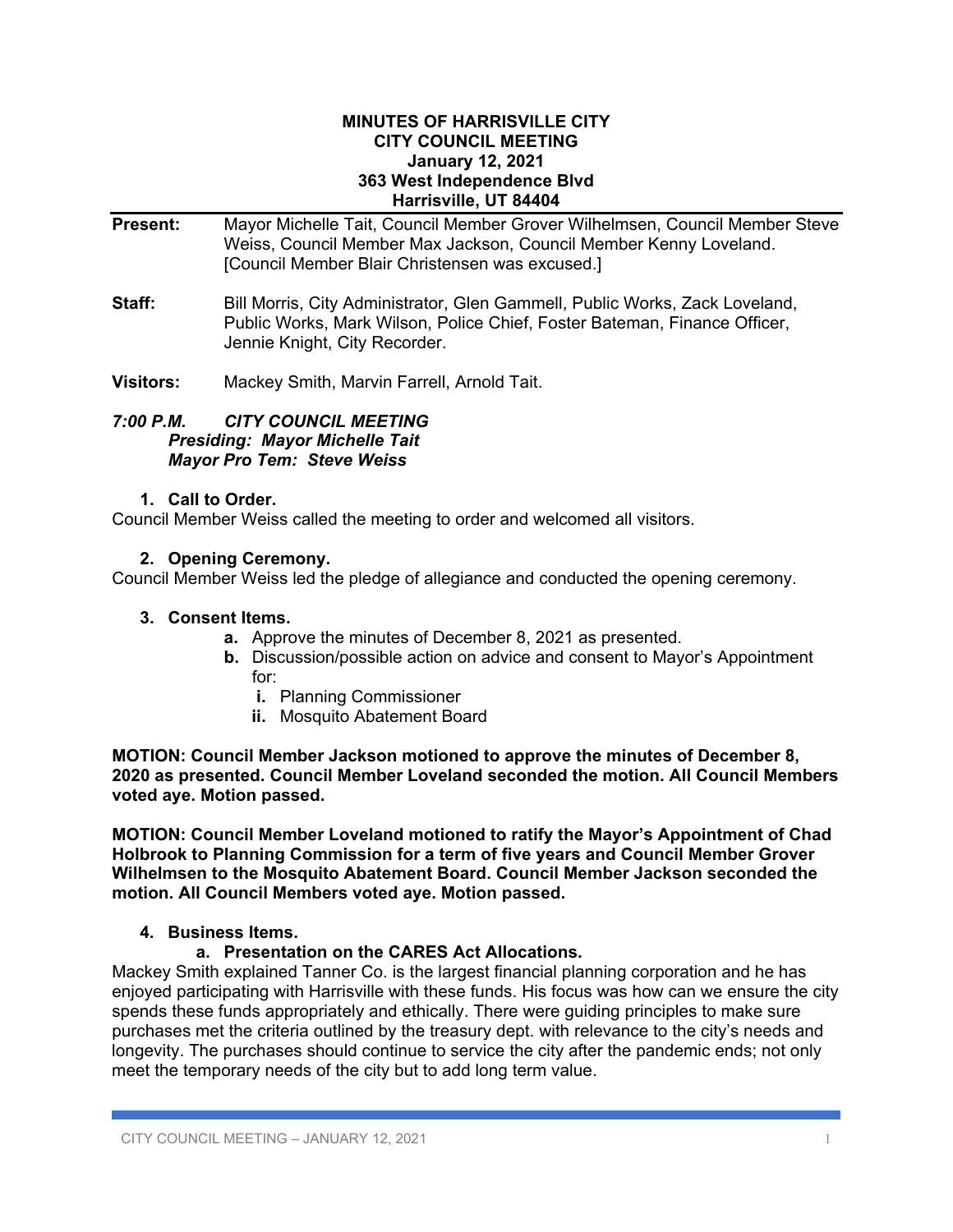**MINUTES OF HARRISVILLE CITY**
**CITY COUNCIL MEETING**
**January 12, 2021**
**363 West Independence Blvd**
**Harrisville, UT 84404**

---

**Present:** Mayor Michelle Tait, Council Member Grover Wilhelmsen, Council Member Steve Weiss, Council Member Max Jackson, Council Member Kenny Loveland. [Council Member Blair Christensen was excused.]

**Staff:** Bill Morris, City Administrator, Glen Gammell, Public Works, Zack Loveland, Public Works, Mark Wilson, Police Chief, Foster Bateman, Finance Officer, Jennie Knight, City Recorder.

**Visitors:** Mackey Smith, Marvin Farrell, Arnold Tait.

***7:00 P.M. CITY COUNCIL MEETING***
***Presiding: Mayor Michelle Tait***
***Mayor Pro Tem: Steve Weiss***

**1. Call to Order.**

Council Member Weiss called the meeting to order and welcomed all visitors.

**2. Opening Ceremony.**

Council Member Weiss led the pledge of allegiance and conducted the opening ceremony.

**3. Consent Items.**

- **a.** Approve the minutes of December 8, 2021 as presented.
- **b.** Discussion/possible action on advice and consent to Mayor's Appointment for:
  - **i.** Planning Commissioner
  - **ii.** Mosquito Abatement Board

**MOTION: Council Member Jackson motioned to approve the minutes of December 8, 2020 as presented. Council Member Loveland seconded the motion. All Council Members voted aye. Motion passed.**

**MOTION: Council Member Loveland motioned to ratify the Mayor's Appointment of Chad Holbrook to Planning Commission for a term of five years and Council Member Grover Wilhelmsen to the Mosquito Abatement Board. Council Member Jackson seconded the motion. All Council Members voted aye. Motion passed.**

**4. Business Items.**

**a. Presentation on the CARES Act Allocations.**

Mackey Smith explained Tanner Co. is the largest financial planning corporation and he has enjoyed participating with Harrisville with these funds. His focus was how can we ensure the city spends these funds appropriately and ethically. There were guiding principles to make sure purchases met the criteria outlined by the treasury dept. with relevance to the city's needs and longevity. The purchases should continue to service the city after the pandemic ends; not only meet the temporary needs of the city but to add long term value.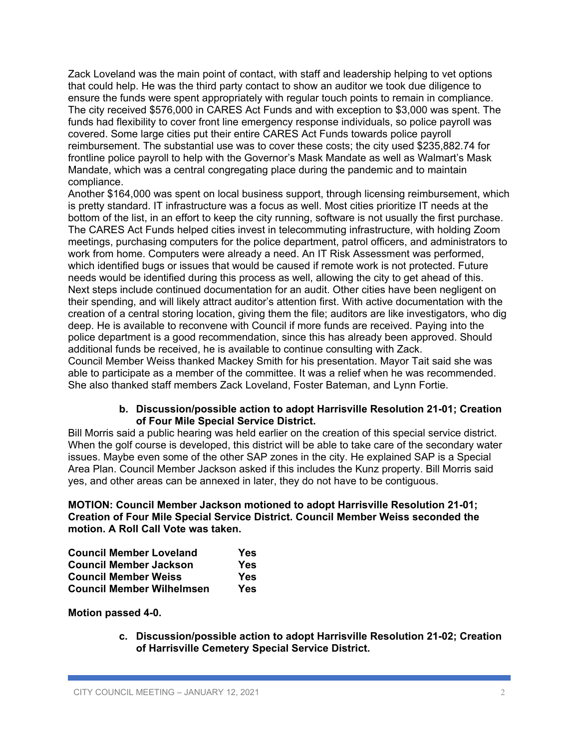Zack Loveland was the main point of contact, with staff and leadership helping to vet options that could help. He was the third party contact to show an auditor we took due diligence to ensure the funds were spent appropriately with regular touch points to remain in compliance. The city received $576,000 in CARES Act Funds and with exception to $3,000 was spent. The funds had flexibility to cover front line emergency response individuals, so police payroll was covered. Some large cities put their entire CARES Act Funds towards police payroll reimbursement. The substantial use was to cover these costs; the city used $235,882.74 for frontline police payroll to help with the Governor's Mask Mandate as well as Walmart's Mask Mandate, which was a central congregating place during the pandemic and to maintain compliance.

Another $164,000 was spent on local business support, through licensing reimbursement, which is pretty standard. IT infrastructure was a focus as well. Most cities prioritize IT needs at the bottom of the list, in an effort to keep the city running, software is not usually the first purchase. The CARES Act Funds helped cities invest in telecommuting infrastructure, with holding Zoom meetings, purchasing computers for the police department, patrol officers, and administrators to work from home. Computers were already a need. An IT Risk Assessment was performed, which identified bugs or issues that would be caused if remote work is not protected. Future needs would be identified during this process as well, allowing the city to get ahead of this. Next steps include continued documentation for an audit. Other cities have been negligent on their spending, and will likely attract auditor's attention first. With active documentation with the creation of a central storing location, giving them the file; auditors are like investigators, who dig deep. He is available to reconvene with Council if more funds are received. Paying into the police department is a good recommendation, since this has already been approved. Should additional funds be received, he is available to continue consulting with Zack.

Council Member Weiss thanked Mackey Smith for his presentation. Mayor Tait said she was able to participate as a member of the committee. It was a relief when he was recommended. She also thanked staff members Zack Loveland, Foster Bateman, and Lynn Fortie.

**b. Discussion/possible action to adopt Harrisville Resolution 21-01; Creation of Four Mile Special Service District.**

Bill Morris said a public hearing was held earlier on the creation of this special service district. When the golf course is developed, this district will be able to take care of the secondary water issues. Maybe even some of the other SAP zones in the city. He explained SAP is a Special Area Plan. Council Member Jackson asked if this includes the Kunz property. Bill Morris said yes, and other areas can be annexed in later, they do not have to be contiguous.

**MOTION: Council Member Jackson motioned to adopt Harrisville Resolution 21-01; Creation of Four Mile Special Service District. Council Member Weiss seconded the motion. A Roll Call Vote was taken.**

| | |
|---|---|
| **Council Member Loveland** | **Yes** |
| **Council Member Jackson** | **Yes** |
| **Council Member Weiss** | **Yes** |
| **Council Member Wilhelmsen** | **Yes** |

**Motion passed 4-0.**

**c. Discussion/possible action to adopt Harrisville Resolution 21-02; Creation of Harrisville Cemetery Special Service District.**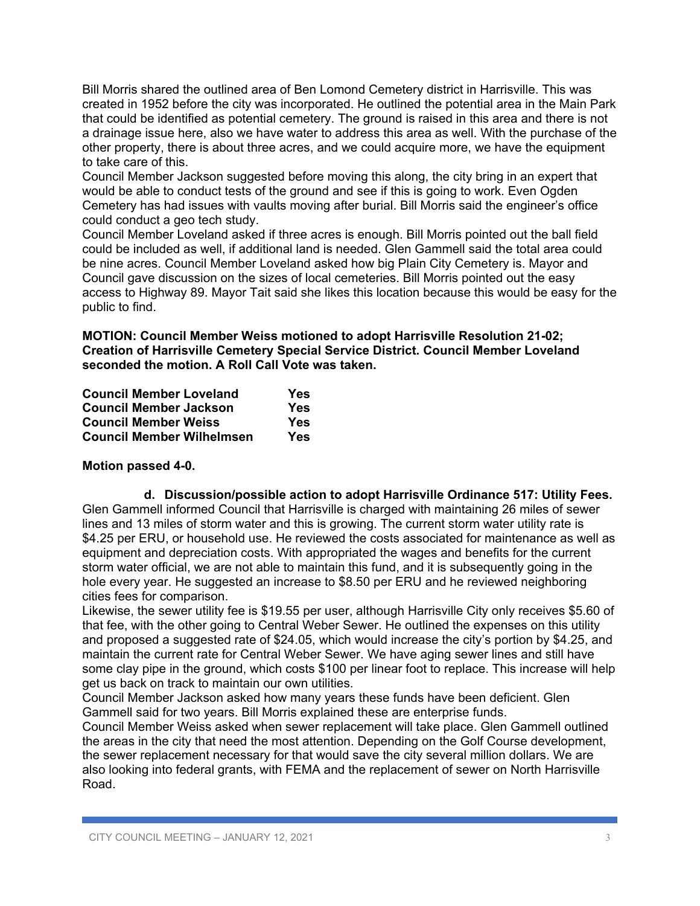Bill Morris shared the outlined area of Ben Lomond Cemetery district in Harrisville. This was created in 1952 before the city was incorporated. He outlined the potential area in the Main Park that could be identified as potential cemetery. The ground is raised in this area and there is not a drainage issue here, also we have water to address this area as well. With the purchase of the other property, there is about three acres, and we could acquire more, we have the equipment to take care of this.

Council Member Jackson suggested before moving this along, the city bring in an expert that would be able to conduct tests of the ground and see if this is going to work. Even Ogden Cemetery has had issues with vaults moving after burial. Bill Morris said the engineer's office could conduct a geo tech study.

Council Member Loveland asked if three acres is enough. Bill Morris pointed out the ball field could be included as well, if additional land is needed. Glen Gammell said the total area could be nine acres. Council Member Loveland asked how big Plain City Cemetery is. Mayor and Council gave discussion on the sizes of local cemeteries. Bill Morris pointed out the easy access to Highway 89. Mayor Tait said she likes this location because this would be easy for the public to find.

**MOTION: Council Member Weiss motioned to adopt Harrisville Resolution 21-02; Creation of Harrisville Cemetery Special Service District. Council Member Loveland seconded the motion. A Roll Call Vote was taken.**

| | |
|---|---|
| **Council Member Loveland** | **Yes** |
| **Council Member Jackson** | **Yes** |
| **Council Member Weiss** | **Yes** |
| **Council Member Wilhelmsen** | **Yes** |

**Motion passed 4-0.**

**d. Discussion/possible action to adopt Harrisville Ordinance 517: Utility Fees.**

Glen Gammell informed Council that Harrisville is charged with maintaining 26 miles of sewer lines and 13 miles of storm water and this is growing. The current storm water utility rate is $4.25 per ERU, or household use. He reviewed the costs associated for maintenance as well as equipment and depreciation costs. With appropriated the wages and benefits for the current storm water official, we are not able to maintain this fund, and it is subsequently going in the hole every year. He suggested an increase to $8.50 per ERU and he reviewed neighboring cities fees for comparison.

Likewise, the sewer utility fee is $19.55 per user, although Harrisville City only receives $5.60 of that fee, with the other going to Central Weber Sewer. He outlined the expenses on this utility and proposed a suggested rate of $24.05, which would increase the city's portion by $4.25, and maintain the current rate for Central Weber Sewer. We have aging sewer lines and still have some clay pipe in the ground, which costs $100 per linear foot to replace. This increase will help get us back on track to maintain our own utilities.

Council Member Jackson asked how many years these funds have been deficient. Glen Gammell said for two years. Bill Morris explained these are enterprise funds.

Council Member Weiss asked when sewer replacement will take place. Glen Gammell outlined the areas in the city that need the most attention. Depending on the Golf Course development, the sewer replacement necessary for that would save the city several million dollars. We are also looking into federal grants, with FEMA and the replacement of sewer on North Harrisville Road.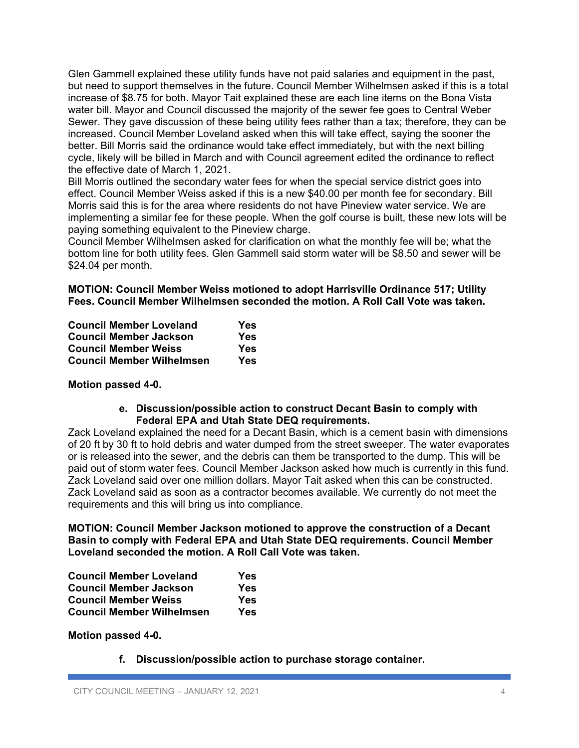Glen Gammell explained these utility funds have not paid salaries and equipment in the past, but need to support themselves in the future. Council Member Wilhelmsen asked if this is a total increase of $8.75 for both. Mayor Tait explained these are each line items on the Bona Vista water bill. Mayor and Council discussed the majority of the sewer fee goes to Central Weber Sewer. They gave discussion of these being utility fees rather than a tax; therefore, they can be increased. Council Member Loveland asked when this will take effect, saying the sooner the better. Bill Morris said the ordinance would take effect immediately, but with the next billing cycle, likely will be billed in March and with Council agreement edited the ordinance to reflect the effective date of March 1, 2021.
Bill Morris outlined the secondary water fees for when the special service district goes into effect. Council Member Weiss asked if this is a new $40.00 per month fee for secondary. Bill Morris said this is for the area where residents do not have Pineview water service. We are implementing a similar fee for these people. When the golf course is built, these new lots will be paying something equivalent to the Pineview charge.
Council Member Wilhelmsen asked for clarification on what the monthly fee will be; what the bottom line for both utility fees. Glen Gammell said storm water will be $8.50 and sewer will be $24.04 per month.

**MOTION: Council Member Weiss motioned to adopt Harrisville Ordinance 517; Utility Fees. Council Member Wilhelmsen seconded the motion. A Roll Call Vote was taken.**

| | |
|---|---|
| **Council Member Loveland** | **Yes** |
| **Council Member Jackson** | **Yes** |
| **Council Member Weiss** | **Yes** |
| **Council Member Wilhelmsen** | **Yes** |

**Motion passed 4-0.**

**e. Discussion/possible action to construct Decant Basin to comply with Federal EPA and Utah State DEQ requirements.**

Zack Loveland explained the need for a Decant Basin, which is a cement basin with dimensions of 20 ft by 30 ft to hold debris and water dumped from the street sweeper. The water evaporates or is released into the sewer, and the debris can them be transported to the dump. This will be paid out of storm water fees. Council Member Jackson asked how much is currently in this fund. Zack Loveland said over one million dollars. Mayor Tait asked when this can be constructed. Zack Loveland said as soon as a contractor becomes available. We currently do not meet the requirements and this will bring us into compliance.

**MOTION: Council Member Jackson motioned to approve the construction of a Decant Basin to comply with Federal EPA and Utah State DEQ requirements. Council Member Loveland seconded the motion. A Roll Call Vote was taken.**

| | |
|---|---|
| **Council Member Loveland** | **Yes** |
| **Council Member Jackson** | **Yes** |
| **Council Member Weiss** | **Yes** |
| **Council Member Wilhelmsen** | **Yes** |

**Motion passed 4-0.**

**f. Discussion/possible action to purchase storage container.**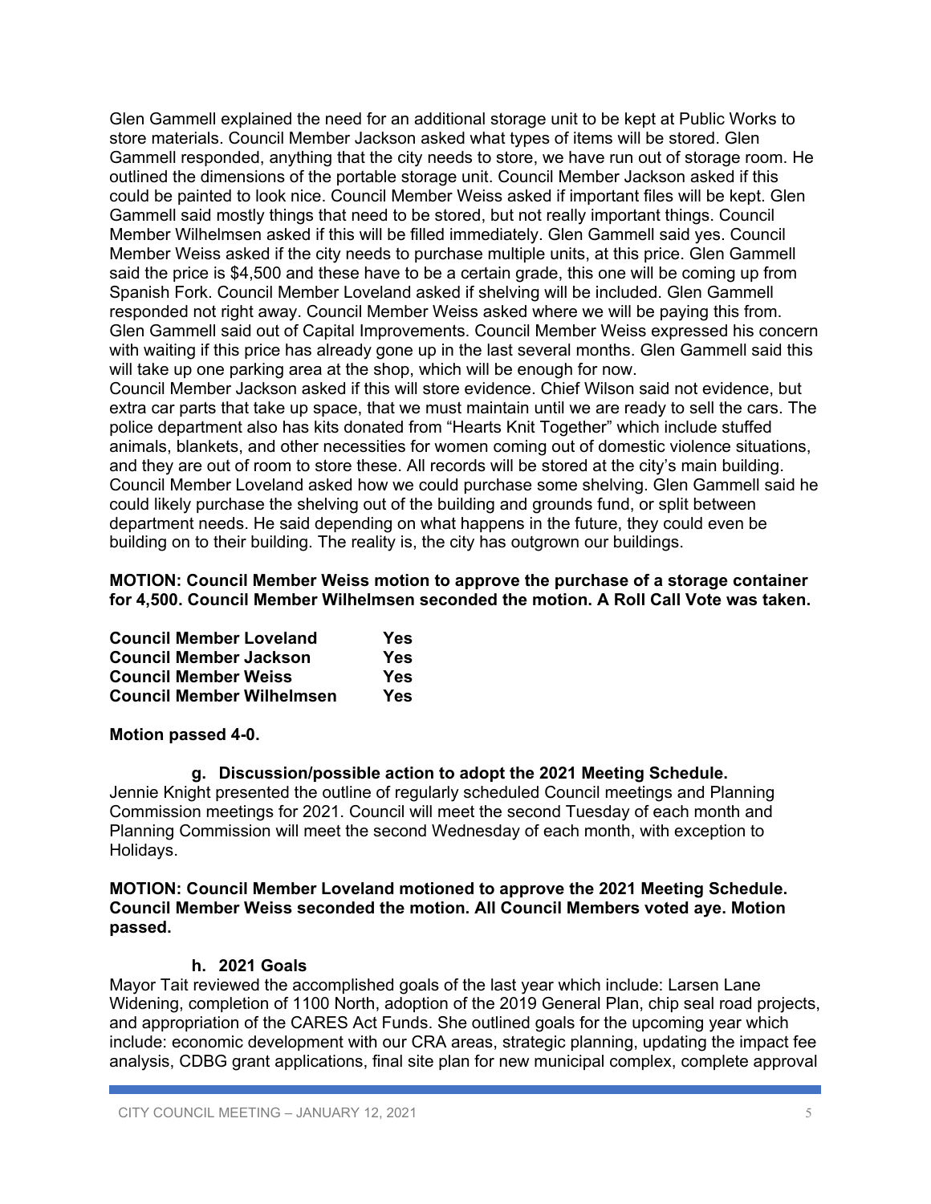Glen Gammell explained the need for an additional storage unit to be kept at Public Works to store materials. Council Member Jackson asked what types of items will be stored. Glen Gammell responded, anything that the city needs to store, we have run out of storage room. He outlined the dimensions of the portable storage unit. Council Member Jackson asked if this could be painted to look nice. Council Member Weiss asked if important files will be kept. Glen Gammell said mostly things that need to be stored, but not really important things. Council Member Wilhelmsen asked if this will be filled immediately. Glen Gammell said yes. Council Member Weiss asked if the city needs to purchase multiple units, at this price. Glen Gammell said the price is $4,500 and these have to be a certain grade, this one will be coming up from Spanish Fork. Council Member Loveland asked if shelving will be included. Glen Gammell responded not right away. Council Member Weiss asked where we will be paying this from. Glen Gammell said out of Capital Improvements. Council Member Weiss expressed his concern with waiting if this price has already gone up in the last several months. Glen Gammell said this will take up one parking area at the shop, which will be enough for now.
Council Member Jackson asked if this will store evidence. Chief Wilson said not evidence, but extra car parts that take up space, that we must maintain until we are ready to sell the cars. The police department also has kits donated from "Hearts Knit Together" which include stuffed animals, blankets, and other necessities for women coming out of domestic violence situations, and they are out of room to store these. All records will be stored at the city's main building. Council Member Loveland asked how we could purchase some shelving. Glen Gammell said he could likely purchase the shelving out of the building and grounds fund, or split between department needs. He said depending on what happens in the future, they could even be building on to their building. The reality is, the city has outgrown our buildings.

**MOTION: Council Member Weiss motion to approve the purchase of a storage container for 4,500. Council Member Wilhelmsen seconded the motion. A Roll Call Vote was taken.**

| | |
|---|---|
| **Council Member Loveland** | **Yes** |
| **Council Member Jackson** | **Yes** |
| **Council Member Weiss** | **Yes** |
| **Council Member Wilhelmsen** | **Yes** |

**Motion passed 4-0.**

**g. Discussion/possible action to adopt the 2021 Meeting Schedule.**

Jennie Knight presented the outline of regularly scheduled Council meetings and Planning Commission meetings for 2021. Council will meet the second Tuesday of each month and Planning Commission will meet the second Wednesday of each month, with exception to Holidays.

**MOTION: Council Member Loveland motioned to approve the 2021 Meeting Schedule. Council Member Weiss seconded the motion. All Council Members voted aye. Motion passed.**

**h. 2021 Goals**

Mayor Tait reviewed the accomplished goals of the last year which include: Larsen Lane Widening, completion of 1100 North, adoption of the 2019 General Plan, chip seal road projects, and appropriation of the CARES Act Funds. She outlined goals for the upcoming year which include: economic development with our CRA areas, strategic planning, updating the impact fee analysis, CDBG grant applications, final site plan for new municipal complex, complete approval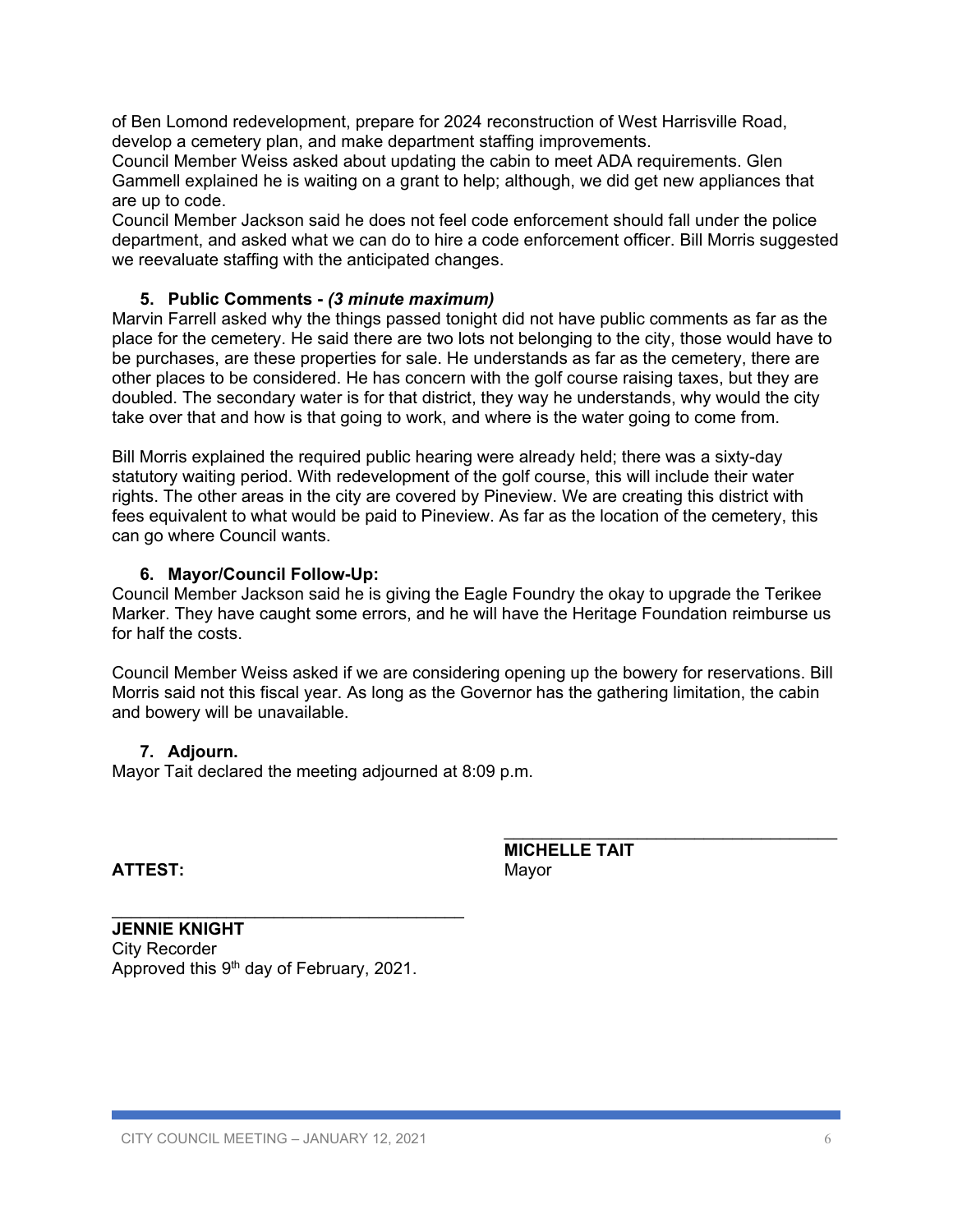of Ben Lomond redevelopment, prepare for 2024 reconstruction of West Harrisville Road, develop a cemetery plan, and make department staffing improvements.
Council Member Weiss asked about updating the cabin to meet ADA requirements. Glen Gammell explained he is waiting on a grant to help; although, we did get new appliances that are up to code.
Council Member Jackson said he does not feel code enforcement should fall under the police department, and asked what we can do to hire a code enforcement officer. Bill Morris suggested we reevaluate staffing with the anticipated changes.

**5. Public Comments -** ***(3 minute maximum)***

Marvin Farrell asked why the things passed tonight did not have public comments as far as the place for the cemetery. He said there are two lots not belonging to the city, those would have to be purchases, are these properties for sale. He understands as far as the cemetery, there are other places to be considered. He has concern with the golf course raising taxes, but they are doubled. The secondary water is for that district, they way he understands, why would the city take over that and how is that going to work, and where is the water going to come from.

Bill Morris explained the required public hearing were already held; there was a sixty-day statutory waiting period. With redevelopment of the golf course, this will include their water rights. The other areas in the city are covered by Pineview. We are creating this district with fees equivalent to what would be paid to Pineview. As far as the location of the cemetery, this can go where Council wants.

**6. Mayor/Council Follow-Up:**

Council Member Jackson said he is giving the Eagle Foundry the okay to upgrade the Terikee Marker. They have caught some errors, and he will have the Heritage Foundation reimburse us for half the costs.

Council Member Weiss asked if we are considering opening up the bowery for reservations. Bill Morris said not this fiscal year. As long as the Governor has the gathering limitation, the cabin and bowery will be unavailable.

**7. Adjourn.**

Mayor Tait declared the meeting adjourned at 8:09 p.m.

\_\_\_\_\_\_\_\_\_\_\_\_\_\_\_\_\_\_\_\_\_\_\_\_\_\_\_\_\_\_\_\_\_\_\_
**MICHELLE TAIT**
Mayor

**ATTEST:**

\_\_\_\_\_\_\_\_\_\_\_\_\_\_\_\_\_\_\_\_\_\_\_\_\_\_\_\_\_\_\_\_\_\_\_
**JENNIE KNIGHT**
City Recorder
Approved this 9th day of February, 2021.